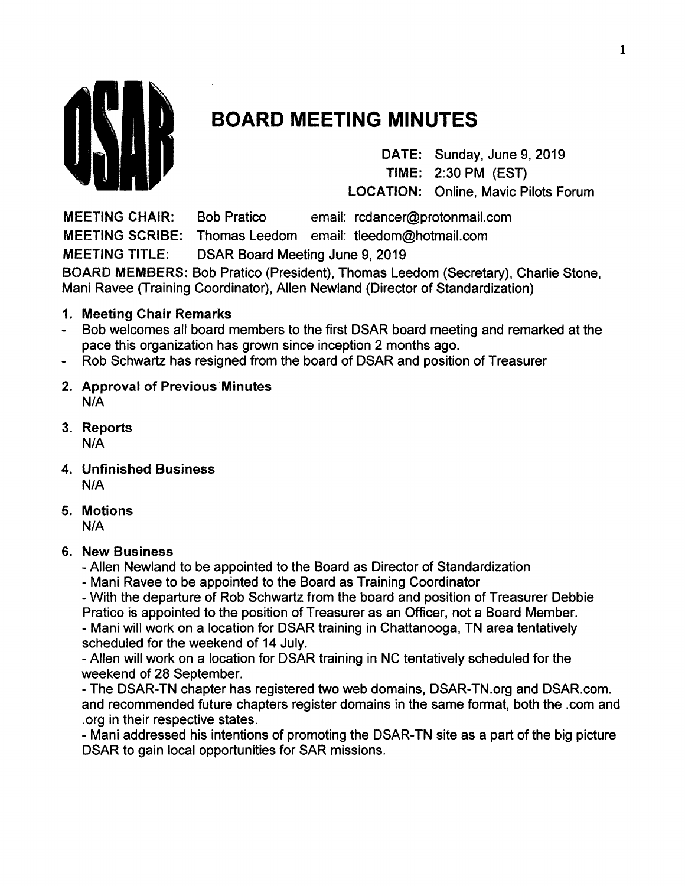DSAR

# BOARD MEETING MINUTES

**DATE:** Sunday, June 9, 2019
**TIME:** 2:30 PM (EST)
**LOCATION:** Online, Mavic Pilots Forum

**MEETING CHAIR:** Bob Pratico email: rcdancer@protonmail.com
**MEETING SCRIBE:** Thomas Leedom email: tleedom@hotmail.com
**MEETING TITLE:** DSAR Board Meeting June 9, 2019
**BOARD MEMBERS:** Bob Pratico (President), Thomas Leedom (Secretary), Charlie Stone, Mani Ravee (Training Coordinator), Allen Newland (Director of Standardization)

1. **Meeting Chair Remarks**
   - Bob welcomes all board members to the first DSAR board meeting and remarked at the pace this organization has grown since inception 2 months ago.
   - Rob Schwartz has resigned from the board of DSAR and position of Treasurer

2. **Approval of Previous Minutes**
   N/A

3. **Reports**
   N/A

4. **Unfinished Business**
   N/A

5. **Motions**
   N/A

6. **New Business**
   - Allen Newland to be appointed to the Board as Director of Standardization
   - Mani Ravee to be appointed to the Board as Training Coordinator
   - With the departure of Rob Schwartz from the board and position of Treasurer Debbie Pratico is appointed to the position of Treasurer as an Officer, not a Board Member.
   - Mani will work on a location for DSAR training in Chattanooga, TN area tentatively scheduled for the weekend of 14 July.
   - Allen will work on a location for DSAR training in NC tentatively scheduled for the weekend of 28 September.
   - The DSAR-TN chapter has registered two web domains, DSAR-TN.org and DSAR.com. and recommended future chapters register domains in the same format, both the .com and .org in their respective states.
   - Mani addressed his intentions of promoting the DSAR-TN site as a part of the big picture DSAR to gain local opportunities for SAR missions.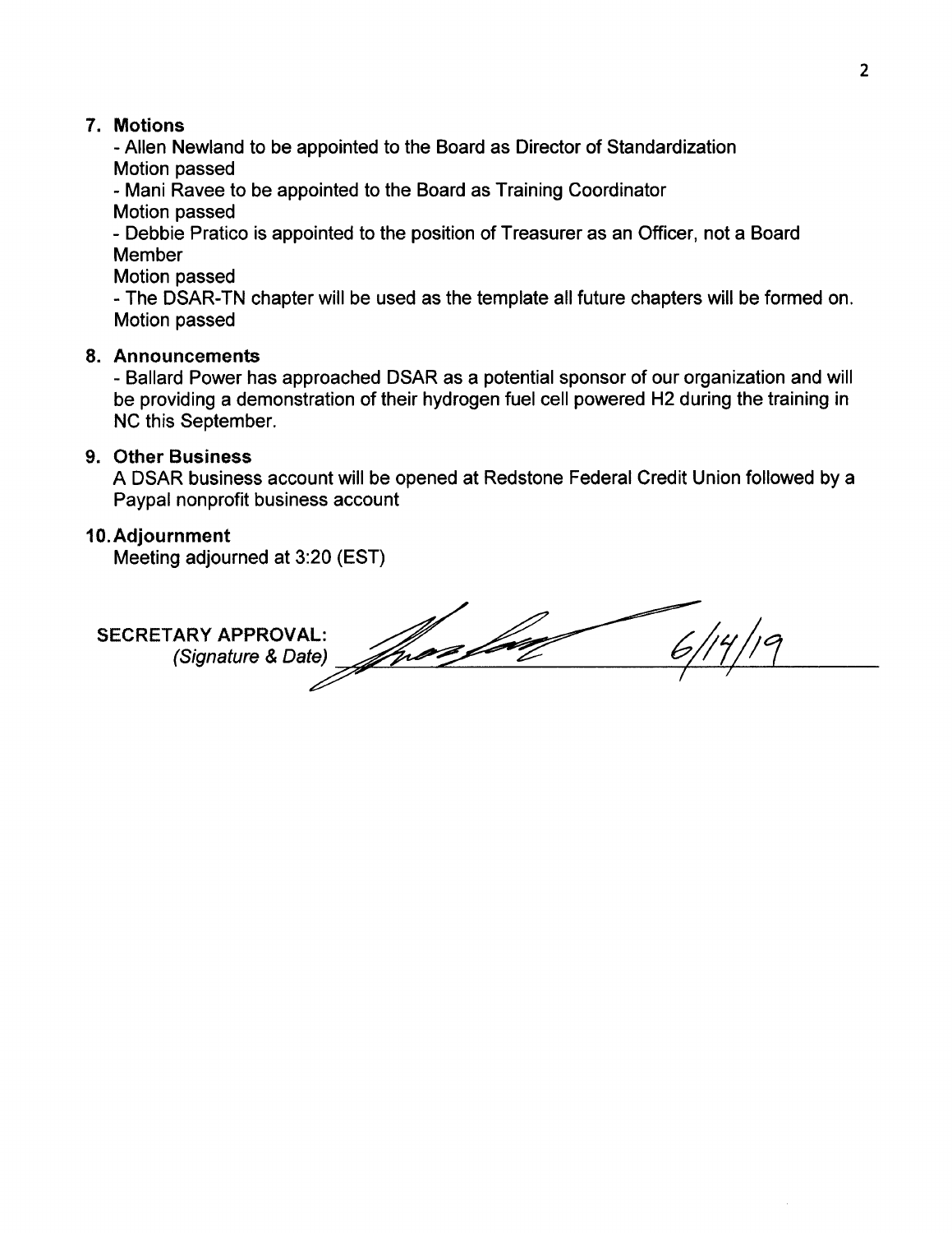## 7. Motions

- Allen Newland to be appointed to the Board as Director of Standardization
Motion passed
- Mani Ravee to be appointed to the Board as Training Coordinator
Motion passed
- Debbie Pratico is appointed to the position of Treasurer as an Officer, not a Board Member
Motion passed
- The DSAR-TN chapter will be used as the template all future chapters will be formed on.
Motion passed

## 8. Announcements

- Ballard Power has approached DSAR as a potential sponsor of our organization and will be providing a demonstration of their hydrogen fuel cell powered H2 during the training in NC this September.

## 9. Other Business

A DSAR business account will be opened at Redstone Federal Credit Union followed by a Paypal nonprofit business account

## 10. Adjournment

Meeting adjourned at 3:20 (EST)

**SECRETARY APPROVAL:**
*(Signature & Date)* [signature] 6/14/19